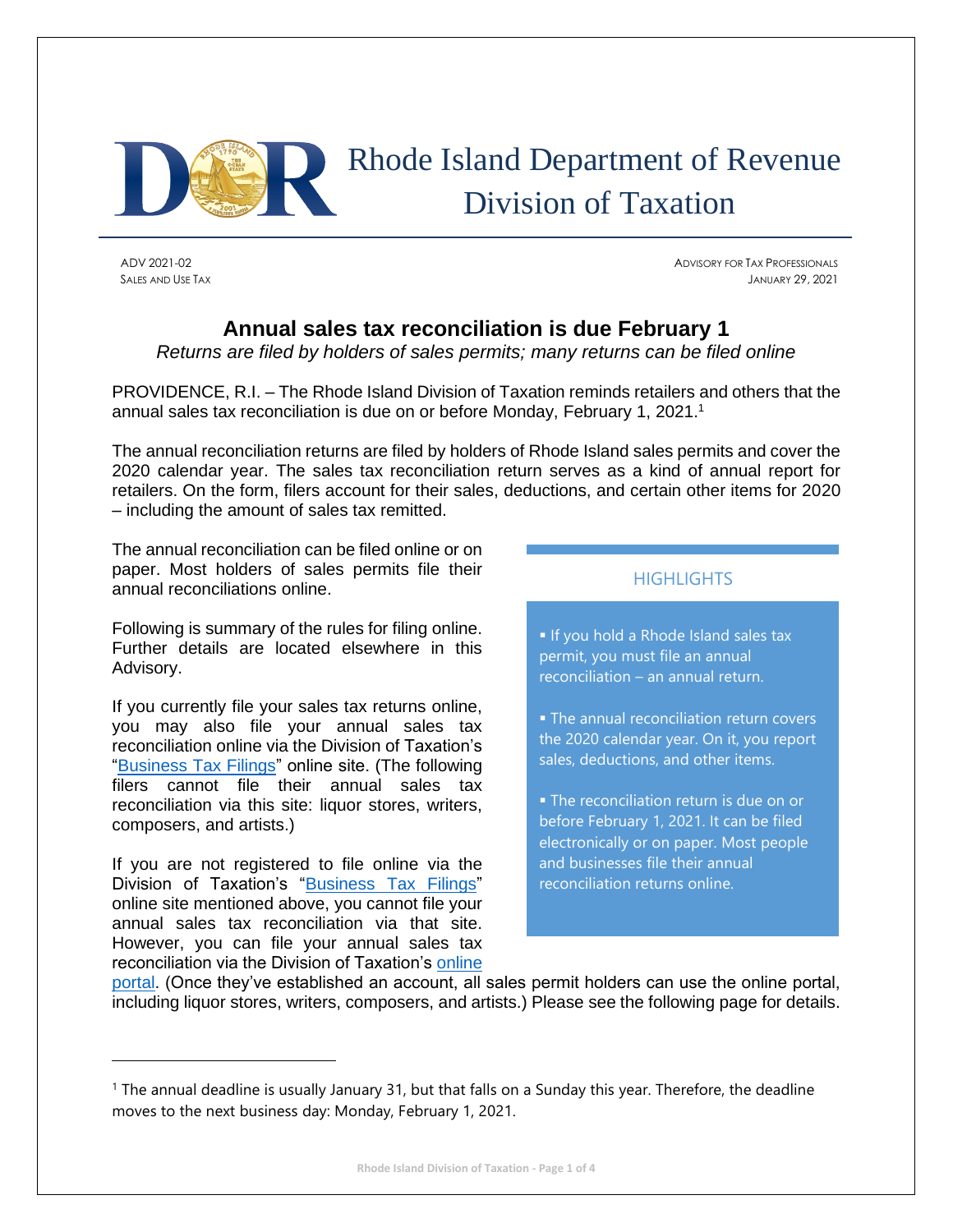# Rhode Island Department of Revenue
## Division of Taxation

ADV 2021-02
SALES AND USE TAX

ADVISORY FOR TAX PROFESSIONALS
JANUARY 29, 2021

## Annual sales tax reconciliation is due February 1

*Returns are filed by holders of sales permits; many returns can be filed online*

PROVIDENCE, R.I. – The Rhode Island Division of Taxation reminds retailers and others that the annual sales tax reconciliation is due on or before Monday, February 1, 2021.[1]

The annual reconciliation returns are filed by holders of Rhode Island sales permits and cover the 2020 calendar year. The sales tax reconciliation return serves as a kind of annual report for retailers. On the form, filers account for their sales, deductions, and certain other items for 2020 – including the amount of sales tax remitted.

The annual reconciliation can be filed online or on paper. Most holders of sales permits file their annual reconciliations online.

Following is summary of the rules for filing online. Further details are located elsewhere in this Advisory.

If you currently file your sales tax returns online, you may also file your annual sales tax reconciliation online via the Division of Taxation's "Business Tax Filings" online site. (The following filers cannot file their annual sales tax reconciliation via this site: liquor stores, writers, composers, and artists.)

If you are not registered to file online via the Division of Taxation's "Business Tax Filings" online site mentioned above, you cannot file your annual sales tax reconciliation via that site. However, you can file your annual sales tax reconciliation via the Division of Taxation's online portal. (Once they've established an account, all sales permit holders can use the online portal, including liquor stores, writers, composers, and artists.) Please see the following page for details.

### HIGHLIGHTS

- If you hold a Rhode Island sales tax permit, you must file an annual reconciliation – an annual return.
- The annual reconciliation return covers the 2020 calendar year. On it, you report sales, deductions, and other items.
- The reconciliation return is due on or before February 1, 2021. It can be filed electronically or on paper. Most people and businesses file their annual reconciliation returns online.

---

[1] The annual deadline is usually January 31, but that falls on a Sunday this year. Therefore, the deadline moves to the next business day: Monday, February 1, 2021.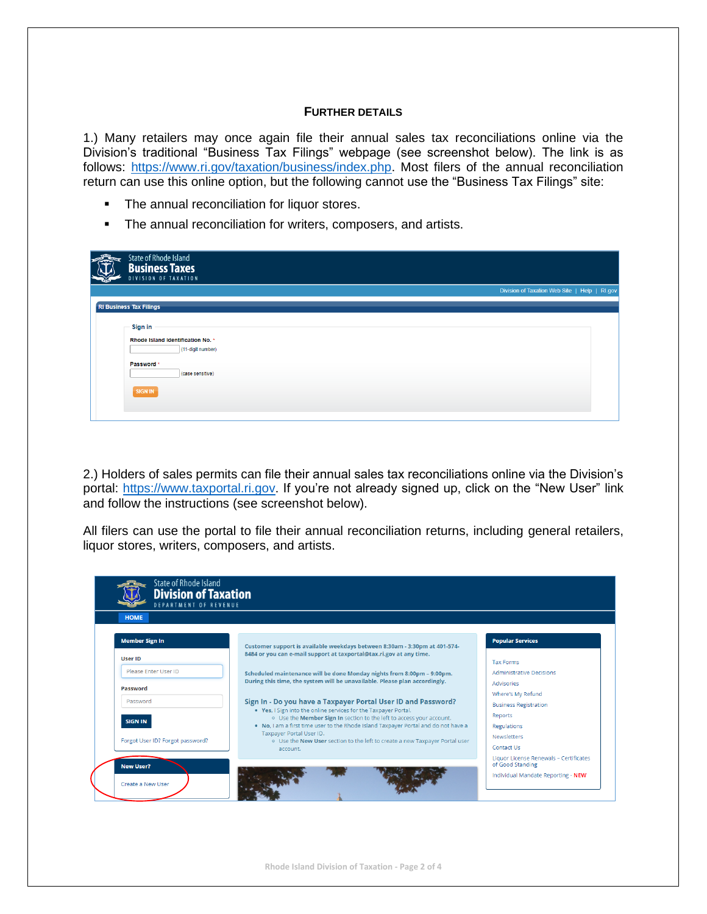## FURTHER DETAILS

1.) Many retailers may once again file their annual sales tax reconciliations online via the Division's traditional "Business Tax Filings" webpage (see screenshot below). The link is as follows: https://www.ri.gov/taxation/business/index.php. Most filers of the annual reconciliation return can use this online option, but the following cannot use the "Business Tax Filings" site:

- The annual reconciliation for liquor stores.
- The annual reconciliation for writers, composers, and artists.

2.) Holders of sales permits can file their annual sales tax reconciliations online via the Division's portal: https://www.taxportal.ri.gov. If you're not already signed up, click on the "New User" link and follow the instructions (see screenshot below).

All filers can use the portal to file their annual reconciliation returns, including general retailers, liquor stores, writers, composers, and artists.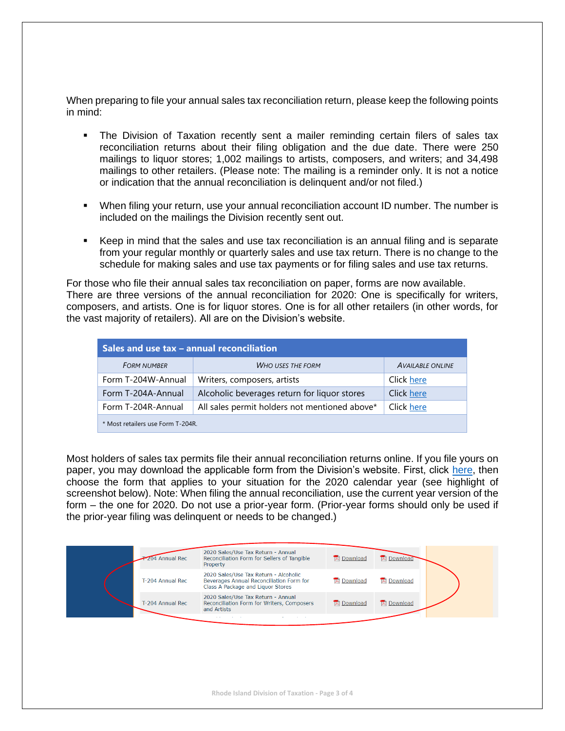When preparing to file your annual sales tax reconciliation return, please keep the following points in mind:

- The Division of Taxation recently sent a mailer reminding certain filers of sales tax reconciliation returns about their filing obligation and the due date. There were 250 mailings to liquor stores; 1,002 mailings to artists, composers, and writers; and 34,498 mailings to other retailers. (Please note: The mailing is a reminder only. It is not a notice or indication that the annual reconciliation is delinquent and/or not filed.)

- When filing your return, use your annual reconciliation account ID number. The number is included on the mailings the Division recently sent out.

- Keep in mind that the sales and use tax reconciliation is an annual filing and is separate from your regular monthly or quarterly sales and use tax return. There is no change to the schedule for making sales and use tax payments or for filing sales and use tax returns.

For those who file their annual sales tax reconciliation on paper, forms are now available. There are three versions of the annual reconciliation for 2020: One is specifically for writers, composers, and artists. One is for liquor stores. One is for all other retailers (in other words, for the vast majority of retailers). All are on the Division's website.

| Sales and use tax – annual reconciliation | | |
|---|---|---|
| *Form number* | *Who uses the form* | *Available online* |
| Form T-204W-Annual | Writers, composers, artists | Click here |
| Form T-204A-Annual | Alcoholic beverages return for liquor stores | Click here |
| Form T-204R-Annual | All sales permit holders not mentioned above* | Click here |
| * Most retailers use Form T-204R. | | |

Most holders of sales tax permits file their annual reconciliation returns online. If you file yours on paper, you may download the applicable form from the Division's website. First, click here, then choose the form that applies to your situation for the 2020 calendar year (see highlight of screenshot below). Note: When filing the annual reconciliation, use the current year version of the form – the one for 2020. Do not use a prior-year form. (Prior-year forms should only be used if the prior-year filing was delinquent or needs to be changed.)

| | | | |
|---|---|---|---|
| T-204 Annual Rec | 2020 Sales/Use Tax Return - Annual Reconciliation Form for Sellers of Tangible Property | Download | Download |
| T-204 Annual Rec | 2020 Sales/Use Tax Return - Alcoholic Beverages Annual Reconciliation Form for Class A Package and Liquor Stores | Download | Download |
| T-204 Annual Rec | 2020 Sales/Use Tax Return - Annual Reconciliation Form for Writers, Composers and Artists | Download | Download |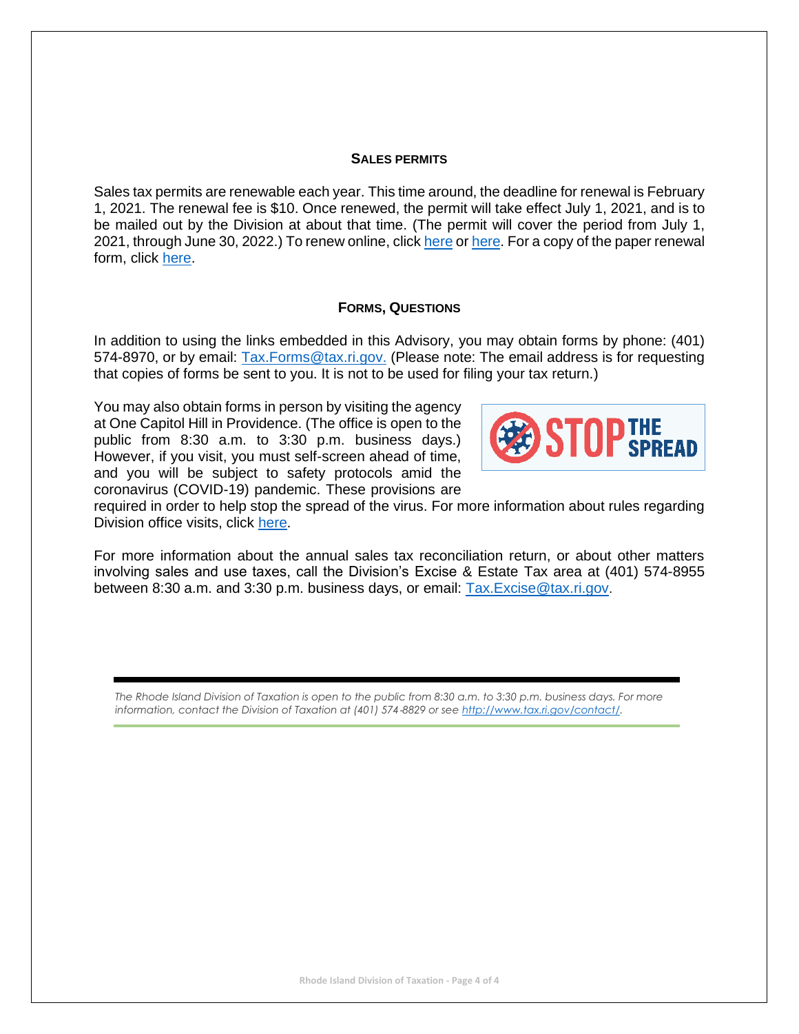## SALES PERMITS

Sales tax permits are renewable each year. This time around, the deadline for renewal is February 1, 2021. The renewal fee is $10. Once renewed, the permit will take effect July 1, 2021, and is to be mailed out by the Division at about that time. (The permit will cover the period from July 1, 2021, through June 30, 2022.) To renew online, click here or here. For a copy of the paper renewal form, click here.

## FORMS, QUESTIONS

In addition to using the links embedded in this Advisory, you may obtain forms by phone: (401) 574-8970, or by email: Tax.Forms@tax.ri.gov. (Please note: The email address is for requesting that copies of forms be sent to you. It is not to be used for filing your tax return.)

You may also obtain forms in person by visiting the agency at One Capitol Hill in Providence. (The office is open to the public from 8:30 a.m. to 3:30 p.m. business days.) However, if you visit, you must self-screen ahead of time, and you will be subject to safety protocols amid the coronavirus (COVID-19) pandemic. These provisions are required in order to help stop the spread of the virus. For more information about rules regarding Division office visits, click here.

For more information about the annual sales tax reconciliation return, or about other matters involving sales and use taxes, call the Division's Excise & Estate Tax area at (401) 574-8955 between 8:30 a.m. and 3:30 p.m. business days, or email: Tax.Excise@tax.ri.gov.

---

*The Rhode Island Division of Taxation is open to the public from 8:30 a.m. to 3:30 p.m. business days. For more information, contact the Division of Taxation at (401) 574-8829 or see http://www.tax.ri.gov/contact/.*